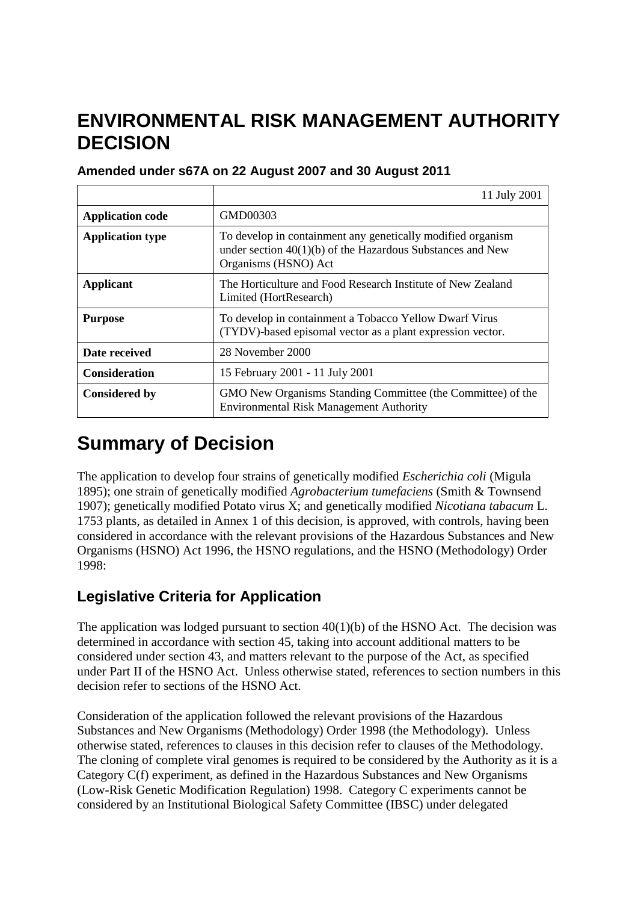# ENVIRONMENTAL RISK MANAGEMENT AUTHORITY DECISION

### Amended under s67A on 22 August 2007 and 30 August 2011

| | 11 July 2001 |
|---|---|
| **Application code** | GMD00303 |
| **Application type** | To develop in containment any genetically modified organism under section 40(1)(b) of the Hazardous Substances and New Organisms (HSNO) Act |
| **Applicant** | The Horticulture and Food Research Institute of New Zealand Limited (HortResearch) |
| **Purpose** | To develop in containment a Tobacco Yellow Dwarf Virus (TYDV)-based episomal vector as a plant expression vector. |
| **Date received** | 28 November 2000 |
| **Consideration** | 15 February 2001 - 11 July 2001 |
| **Considered by** | GMO New Organisms Standing Committee (the Committee) of the Environmental Risk Management Authority |

# Summary of Decision

The application to develop four strains of genetically modified *Escherichia coli* (Migula 1895); one strain of genetically modified *Agrobacterium tumefaciens* (Smith & Townsend 1907); genetically modified Potato virus X; and genetically modified *Nicotiana tabacum* L. 1753 plants, as detailed in Annex 1 of this decision, is approved, with controls, having been considered in accordance with the relevant provisions of the Hazardous Substances and New Organisms (HSNO) Act 1996, the HSNO regulations, and the HSNO (Methodology) Order 1998:

## Legislative Criteria for Application

The application was lodged pursuant to section 40(1)(b) of the HSNO Act. The decision was determined in accordance with section 45, taking into account additional matters to be considered under section 43, and matters relevant to the purpose of the Act, as specified under Part II of the HSNO Act. Unless otherwise stated, references to section numbers in this decision refer to sections of the HSNO Act.

Consideration of the application followed the relevant provisions of the Hazardous Substances and New Organisms (Methodology) Order 1998 (the Methodology). Unless otherwise stated, references to clauses in this decision refer to clauses of the Methodology. The cloning of complete viral genomes is required to be considered by the Authority as it is a Category C(f) experiment, as defined in the Hazardous Substances and New Organisms (Low-Risk Genetic Modification Regulation) 1998. Category C experiments cannot be considered by an Institutional Biological Safety Committee (IBSC) under delegated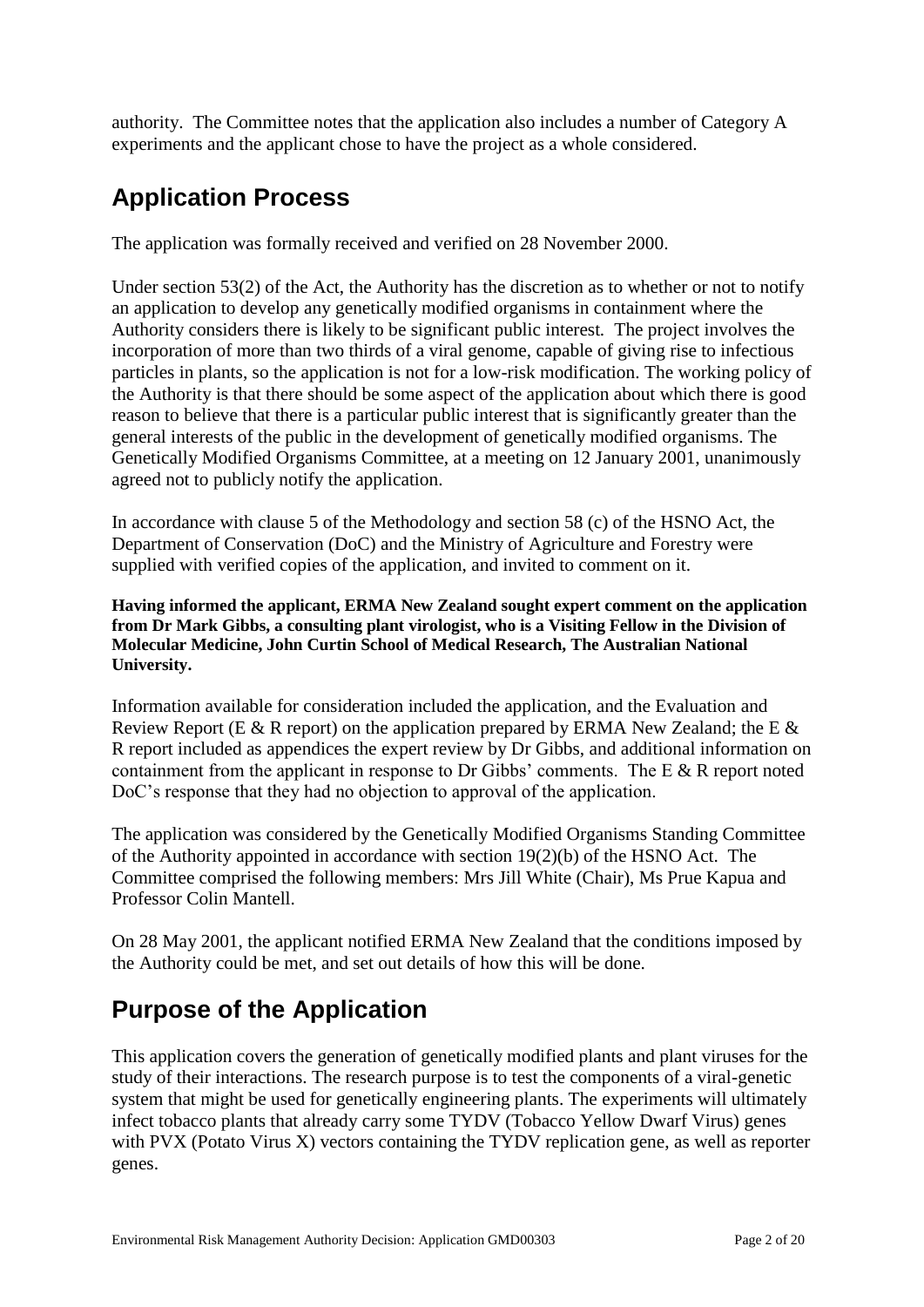authority. The Committee notes that the application also includes a number of Category A experiments and the applicant chose to have the project as a whole considered.

## Application Process

The application was formally received and verified on 28 November 2000.

Under section 53(2) of the Act, the Authority has the discretion as to whether or not to notify an application to develop any genetically modified organisms in containment where the Authority considers there is likely to be significant public interest. The project involves the incorporation of more than two thirds of a viral genome, capable of giving rise to infectious particles in plants, so the application is not for a low-risk modification. The working policy of the Authority is that there should be some aspect of the application about which there is good reason to believe that there is a particular public interest that is significantly greater than the general interests of the public in the development of genetically modified organisms. The Genetically Modified Organisms Committee, at a meeting on 12 January 2001, unanimously agreed not to publicly notify the application.

In accordance with clause 5 of the Methodology and section 58 (c) of the HSNO Act, the Department of Conservation (DoC) and the Ministry of Agriculture and Forestry were supplied with verified copies of the application, and invited to comment on it.

**Having informed the applicant, ERMA New Zealand sought expert comment on the application from Dr Mark Gibbs, a consulting plant virologist, who is a Visiting Fellow in the Division of Molecular Medicine, John Curtin School of Medical Research, The Australian National University.**

Information available for consideration included the application, and the Evaluation and Review Report (E & R report) on the application prepared by ERMA New Zealand; the E & R report included as appendices the expert review by Dr Gibbs, and additional information on containment from the applicant in response to Dr Gibbs' comments. The E & R report noted DoC's response that they had no objection to approval of the application.

The application was considered by the Genetically Modified Organisms Standing Committee of the Authority appointed in accordance with section 19(2)(b) of the HSNO Act. The Committee comprised the following members: Mrs Jill White (Chair), Ms Prue Kapua and Professor Colin Mantell.

On 28 May 2001, the applicant notified ERMA New Zealand that the conditions imposed by the Authority could be met, and set out details of how this will be done.

## Purpose of the Application

This application covers the generation of genetically modified plants and plant viruses for the study of their interactions. The research purpose is to test the components of a viral-genetic system that might be used for genetically engineering plants. The experiments will ultimately infect tobacco plants that already carry some TYDV (Tobacco Yellow Dwarf Virus) genes with PVX (Potato Virus X) vectors containing the TYDV replication gene, as well as reporter genes.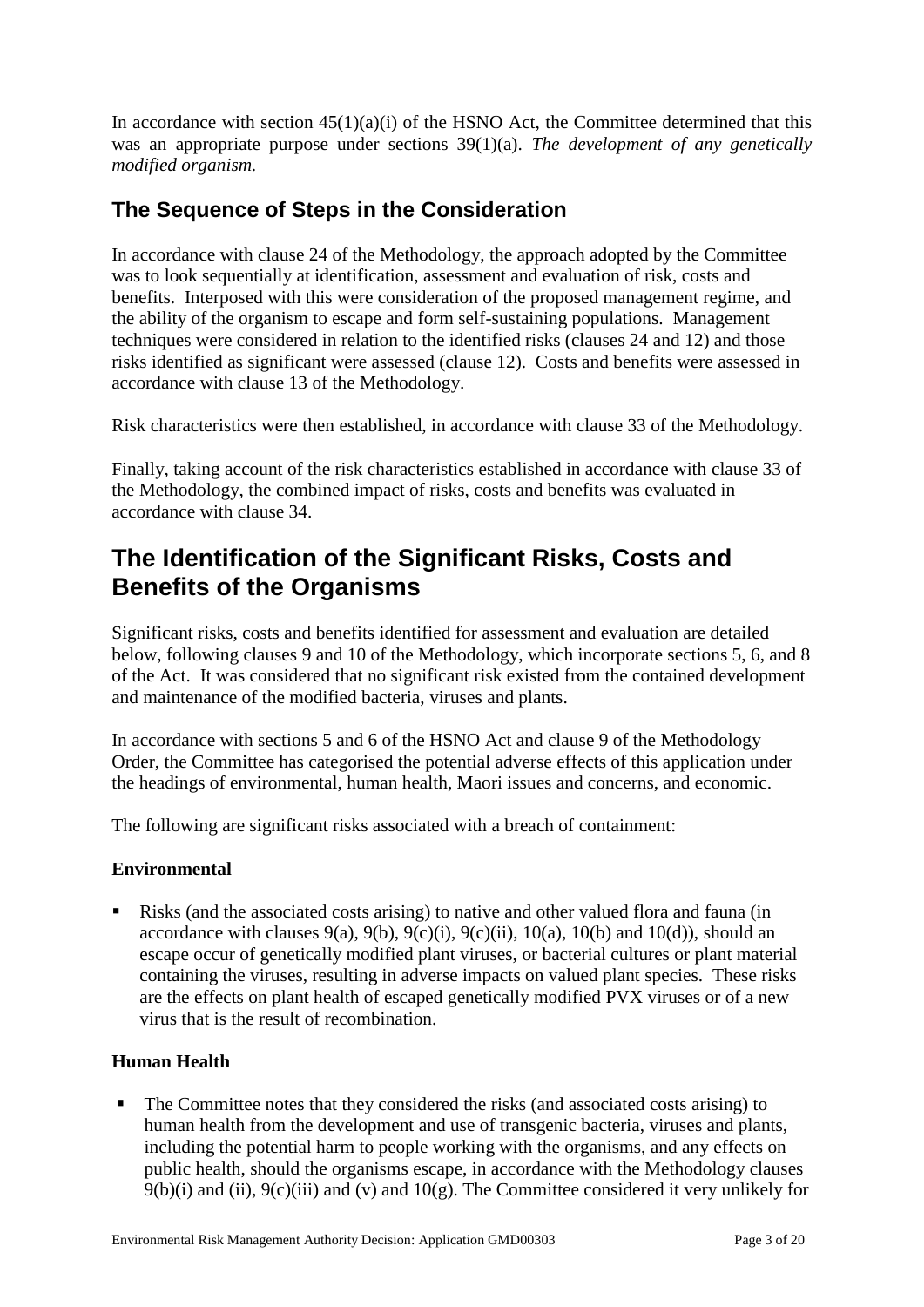In accordance with section 45(1)(a)(i) of the HSNO Act, the Committee determined that this was an appropriate purpose under sections 39(1)(a). *The development of any genetically modified organism.*

## The Sequence of Steps in the Consideration

In accordance with clause 24 of the Methodology, the approach adopted by the Committee was to look sequentially at identification, assessment and evaluation of risk, costs and benefits. Interposed with this were consideration of the proposed management regime, and the ability of the organism to escape and form self-sustaining populations. Management techniques were considered in relation to the identified risks (clauses 24 and 12) and those risks identified as significant were assessed (clause 12). Costs and benefits were assessed in accordance with clause 13 of the Methodology.

Risk characteristics were then established, in accordance with clause 33 of the Methodology.

Finally, taking account of the risk characteristics established in accordance with clause 33 of the Methodology, the combined impact of risks, costs and benefits was evaluated in accordance with clause 34.

# The Identification of the Significant Risks, Costs and Benefits of the Organisms

Significant risks, costs and benefits identified for assessment and evaluation are detailed below, following clauses 9 and 10 of the Methodology, which incorporate sections 5, 6, and 8 of the Act. It was considered that no significant risk existed from the contained development and maintenance of the modified bacteria, viruses and plants.

In accordance with sections 5 and 6 of the HSNO Act and clause 9 of the Methodology Order, the Committee has categorised the potential adverse effects of this application under the headings of environmental, human health, Maori issues and concerns, and economic.

The following are significant risks associated with a breach of containment:

**Environmental**

- Risks (and the associated costs arising) to native and other valued flora and fauna (in accordance with clauses 9(a), 9(b), 9(c)(i), 9(c)(ii), 10(a), 10(b) and 10(d)), should an escape occur of genetically modified plant viruses, or bacterial cultures or plant material containing the viruses, resulting in adverse impacts on valued plant species. These risks are the effects on plant health of escaped genetically modified PVX viruses or of a new virus that is the result of recombination.

**Human Health**

- The Committee notes that they considered the risks (and associated costs arising) to human health from the development and use of transgenic bacteria, viruses and plants, including the potential harm to people working with the organisms, and any effects on public health, should the organisms escape, in accordance with the Methodology clauses 9(b)(i) and (ii), 9(c)(iii) and (v) and 10(g). The Committee considered it very unlikely for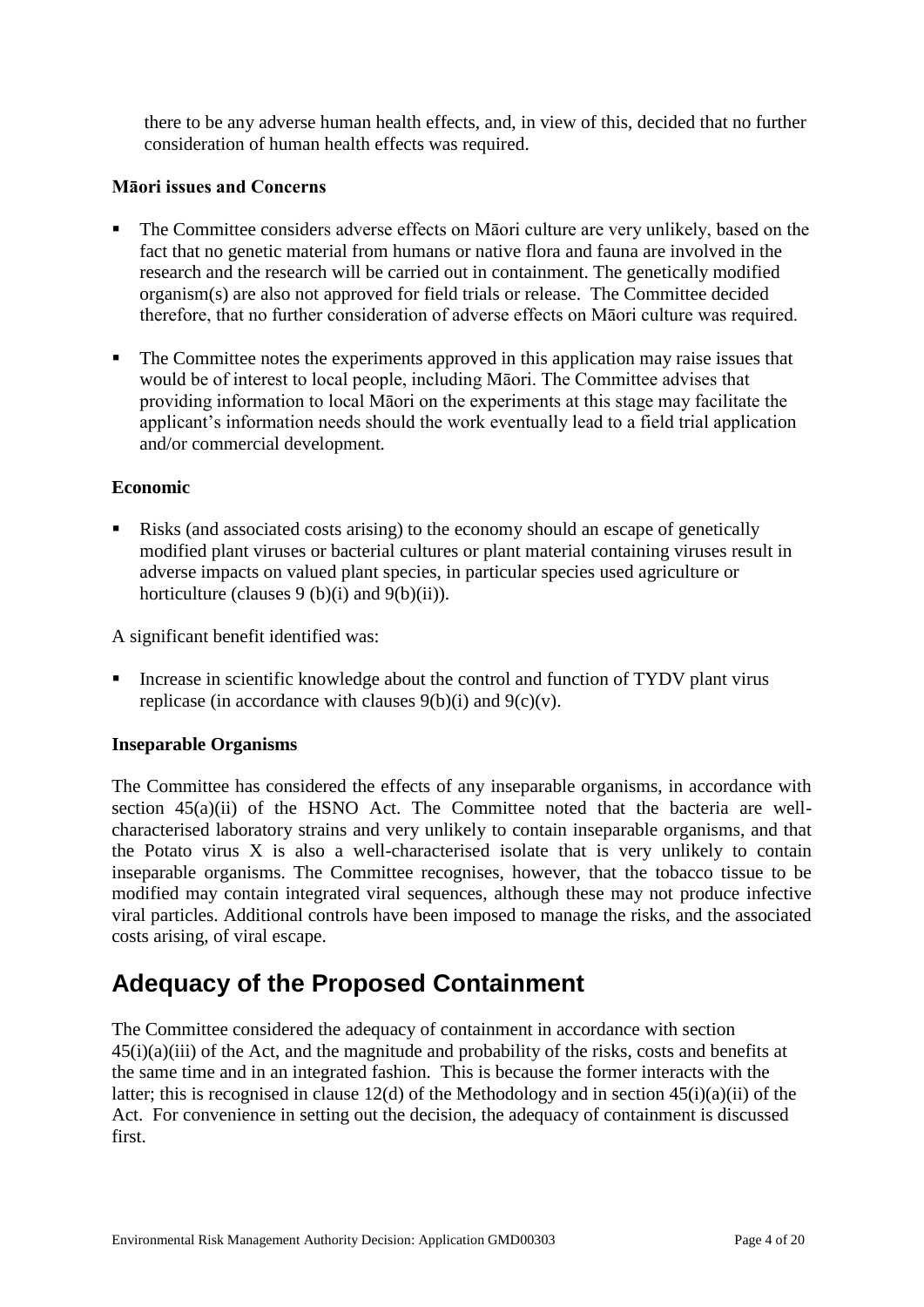there to be any adverse human health effects, and, in view of this, decided that no further consideration of human health effects was required.

**Māori issues and Concerns**

- The Committee considers adverse effects on Māori culture are very unlikely, based on the fact that no genetic material from humans or native flora and fauna are involved in the research and the research will be carried out in containment. The genetically modified organism(s) are also not approved for field trials or release. The Committee decided therefore, that no further consideration of adverse effects on Māori culture was required.

- The Committee notes the experiments approved in this application may raise issues that would be of interest to local people, including Māori. The Committee advises that providing information to local Māori on the experiments at this stage may facilitate the applicant's information needs should the work eventually lead to a field trial application and/or commercial development.

**Economic**

- Risks (and associated costs arising) to the economy should an escape of genetically modified plant viruses or bacterial cultures or plant material containing viruses result in adverse impacts on valued plant species, in particular species used agriculture or horticulture (clauses 9 (b)(i) and 9(b)(ii)).

A significant benefit identified was:

- Increase in scientific knowledge about the control and function of TYDV plant virus replicase (in accordance with clauses 9(b)(i) and 9(c)(v).

**Inseparable Organisms**

The Committee has considered the effects of any inseparable organisms, in accordance with section 45(a)(ii) of the HSNO Act. The Committee noted that the bacteria are well-characterised laboratory strains and very unlikely to contain inseparable organisms, and that the Potato virus X is also a well-characterised isolate that is very unlikely to contain inseparable organisms. The Committee recognises, however, that the tobacco tissue to be modified may contain integrated viral sequences, although these may not produce infective viral particles. Additional controls have been imposed to manage the risks, and the associated costs arising, of viral escape.

## Adequacy of the Proposed Containment

The Committee considered the adequacy of containment in accordance with section 45(i)(a)(iii) of the Act, and the magnitude and probability of the risks, costs and benefits at the same time and in an integrated fashion. This is because the former interacts with the latter; this is recognised in clause 12(d) of the Methodology and in section 45(i)(a)(ii) of the Act. For convenience in setting out the decision, the adequacy of containment is discussed first.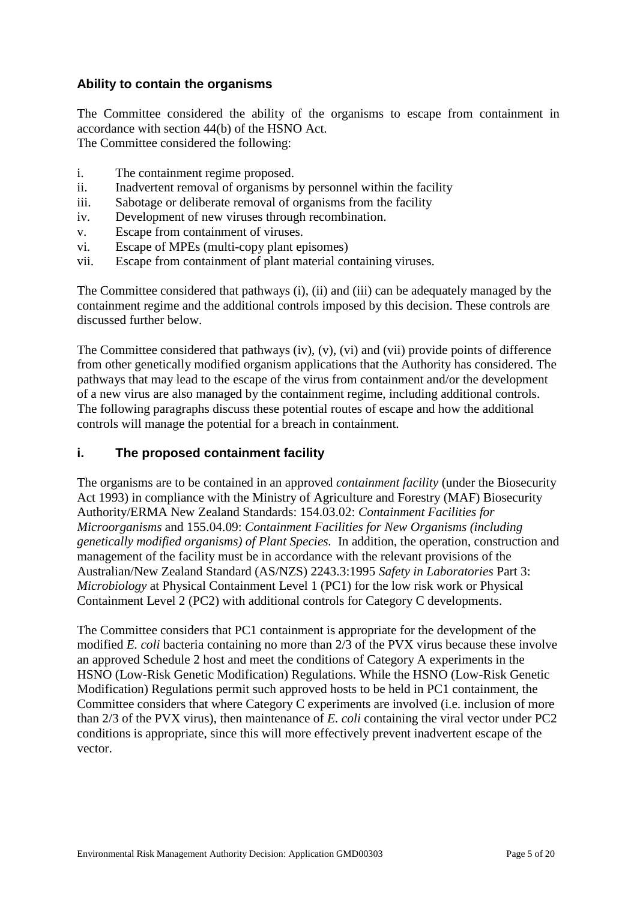## Ability to contain the organisms

The Committee considered the ability of the organisms to escape from containment in accordance with section 44(b) of the HSNO Act.
The Committee considered the following:

i. The containment regime proposed.
ii. Inadvertent removal of organisms by personnel within the facility
iii. Sabotage or deliberate removal of organisms from the facility
iv. Development of new viruses through recombination.
v. Escape from containment of viruses.
vi. Escape of MPEs (multi-copy plant episomes)
vii. Escape from containment of plant material containing viruses.

The Committee considered that pathways (i), (ii) and (iii) can be adequately managed by the containment regime and the additional controls imposed by this decision. These controls are discussed further below.

The Committee considered that pathways (iv), (v), (vi) and (vii) provide points of difference from other genetically modified organism applications that the Authority has considered. The pathways that may lead to the escape of the virus from containment and/or the development of a new virus are also managed by the containment regime, including additional controls. The following paragraphs discuss these potential routes of escape and how the additional controls will manage the potential for a breach in containment.

## i. The proposed containment facility

The organisms are to be contained in an approved *containment facility* (under the Biosecurity Act 1993) in compliance with the Ministry of Agriculture and Forestry (MAF) Biosecurity Authority/ERMA New Zealand Standards: 154.03.02: *Containment Facilities for Microorganisms* and 155.04.09: *Containment Facilities for New Organisms (including genetically modified organisms) of Plant Species.* In addition, the operation, construction and management of the facility must be in accordance with the relevant provisions of the Australian/New Zealand Standard (AS/NZS) 2243.3:1995 *Safety in Laboratories* Part 3: *Microbiology* at Physical Containment Level 1 (PC1) for the low risk work or Physical Containment Level 2 (PC2) with additional controls for Category C developments.

The Committee considers that PC1 containment is appropriate for the development of the modified *E. coli* bacteria containing no more than 2/3 of the PVX virus because these involve an approved Schedule 2 host and meet the conditions of Category A experiments in the HSNO (Low-Risk Genetic Modification) Regulations. While the HSNO (Low-Risk Genetic Modification) Regulations permit such approved hosts to be held in PC1 containment, the Committee considers that where Category C experiments are involved (i.e. inclusion of more than 2/3 of the PVX virus), then maintenance of *E. coli* containing the viral vector under PC2 conditions is appropriate, since this will more effectively prevent inadvertent escape of the vector.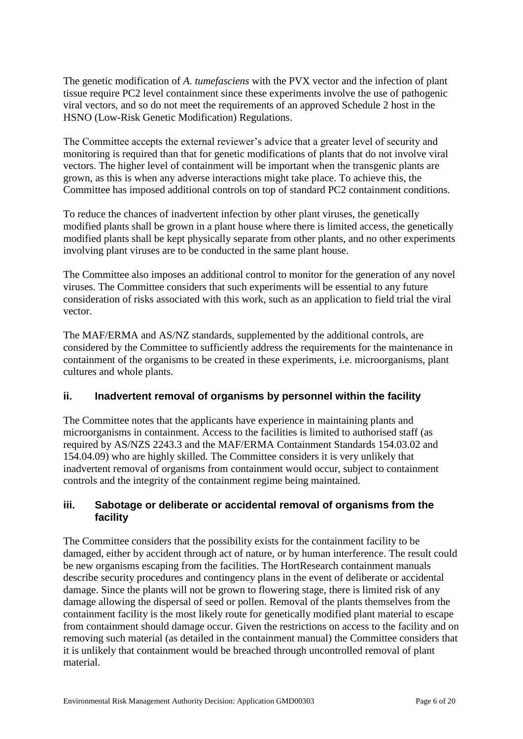The genetic modification of *A. tumefasciens* with the PVX vector and the infection of plant tissue require PC2 level containment since these experiments involve the use of pathogenic viral vectors, and so do not meet the requirements of an approved Schedule 2 host in the HSNO (Low-Risk Genetic Modification) Regulations.

The Committee accepts the external reviewer's advice that a greater level of security and monitoring is required than that for genetic modifications of plants that do not involve viral vectors. The higher level of containment will be important when the transgenic plants are grown, as this is when any adverse interactions might take place. To achieve this, the Committee has imposed additional controls on top of standard PC2 containment conditions.

To reduce the chances of inadvertent infection by other plant viruses, the genetically modified plants shall be grown in a plant house where there is limited access, the genetically modified plants shall be kept physically separate from other plants, and no other experiments involving plant viruses are to be conducted in the same plant house.

The Committee also imposes an additional control to monitor for the generation of any novel viruses. The Committee considers that such experiments will be essential to any future consideration of risks associated with this work, such as an application to field trial the viral vector.

The MAF/ERMA and AS/NZ standards, supplemented by the additional controls, are considered by the Committee to sufficiently address the requirements for the maintenance in containment of the organisms to be created in these experiments, i.e. microorganisms, plant cultures and whole plants.

### ii. Inadvertent removal of organisms by personnel within the facility

The Committee notes that the applicants have experience in maintaining plants and microorganisms in containment. Access to the facilities is limited to authorised staff (as required by AS/NZS 2243.3 and the MAF/ERMA Containment Standards 154.03.02 and 154.04.09) who are highly skilled. The Committee considers it is very unlikely that inadvertent removal of organisms from containment would occur, subject to containment controls and the integrity of the containment regime being maintained.

### iii. Sabotage or deliberate or accidental removal of organisms from the facility

The Committee considers that the possibility exists for the containment facility to be damaged, either by accident through act of nature, or by human interference. The result could be new organisms escaping from the facilities. The HortResearch containment manuals describe security procedures and contingency plans in the event of deliberate or accidental damage. Since the plants will not be grown to flowering stage, there is limited risk of any damage allowing the dispersal of seed or pollen. Removal of the plants themselves from the containment facility is the most likely route for genetically modified plant material to escape from containment should damage occur. Given the restrictions on access to the facility and on removing such material (as detailed in the containment manual) the Committee considers that it is unlikely that containment would be breached through uncontrolled removal of plant material.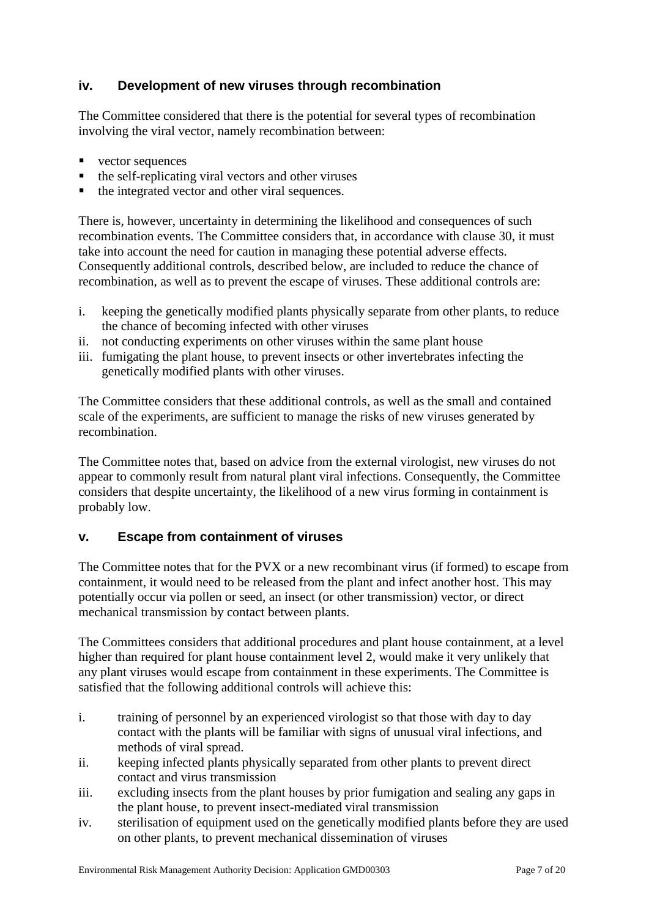### iv. Development of new viruses through recombination

The Committee considered that there is the potential for several types of recombination involving the viral vector, namely recombination between:

- vector sequences
- the self-replicating viral vectors and other viruses
- the integrated vector and other viral sequences.

There is, however, uncertainty in determining the likelihood and consequences of such recombination events. The Committee considers that, in accordance with clause 30, it must take into account the need for caution in managing these potential adverse effects. Consequently additional controls, described below, are included to reduce the chance of recombination, as well as to prevent the escape of viruses. These additional controls are:

i. keeping the genetically modified plants physically separate from other plants, to reduce the chance of becoming infected with other viruses
ii. not conducting experiments on other viruses within the same plant house
iii. fumigating the plant house, to prevent insects or other invertebrates infecting the genetically modified plants with other viruses.

The Committee considers that these additional controls, as well as the small and contained scale of the experiments, are sufficient to manage the risks of new viruses generated by recombination.

The Committee notes that, based on advice from the external virologist, new viruses do not appear to commonly result from natural plant viral infections. Consequently, the Committee considers that despite uncertainty, the likelihood of a new virus forming in containment is probably low.

### v. Escape from containment of viruses

The Committee notes that for the PVX or a new recombinant virus (if formed) to escape from containment, it would need to be released from the plant and infect another host. This may potentially occur via pollen or seed, an insect (or other transmission) vector, or direct mechanical transmission by contact between plants.

The Committees considers that additional procedures and plant house containment, at a level higher than required for plant house containment level 2, would make it very unlikely that any plant viruses would escape from containment in these experiments. The Committee is satisfied that the following additional controls will achieve this:

i. training of personnel by an experienced virologist so that those with day to day contact with the plants will be familiar with signs of unusual viral infections, and methods of viral spread.
ii. keeping infected plants physically separated from other plants to prevent direct contact and virus transmission
iii. excluding insects from the plant houses by prior fumigation and sealing any gaps in the plant house, to prevent insect-mediated viral transmission
iv. sterilisation of equipment used on the genetically modified plants before they are used on other plants, to prevent mechanical dissemination of viruses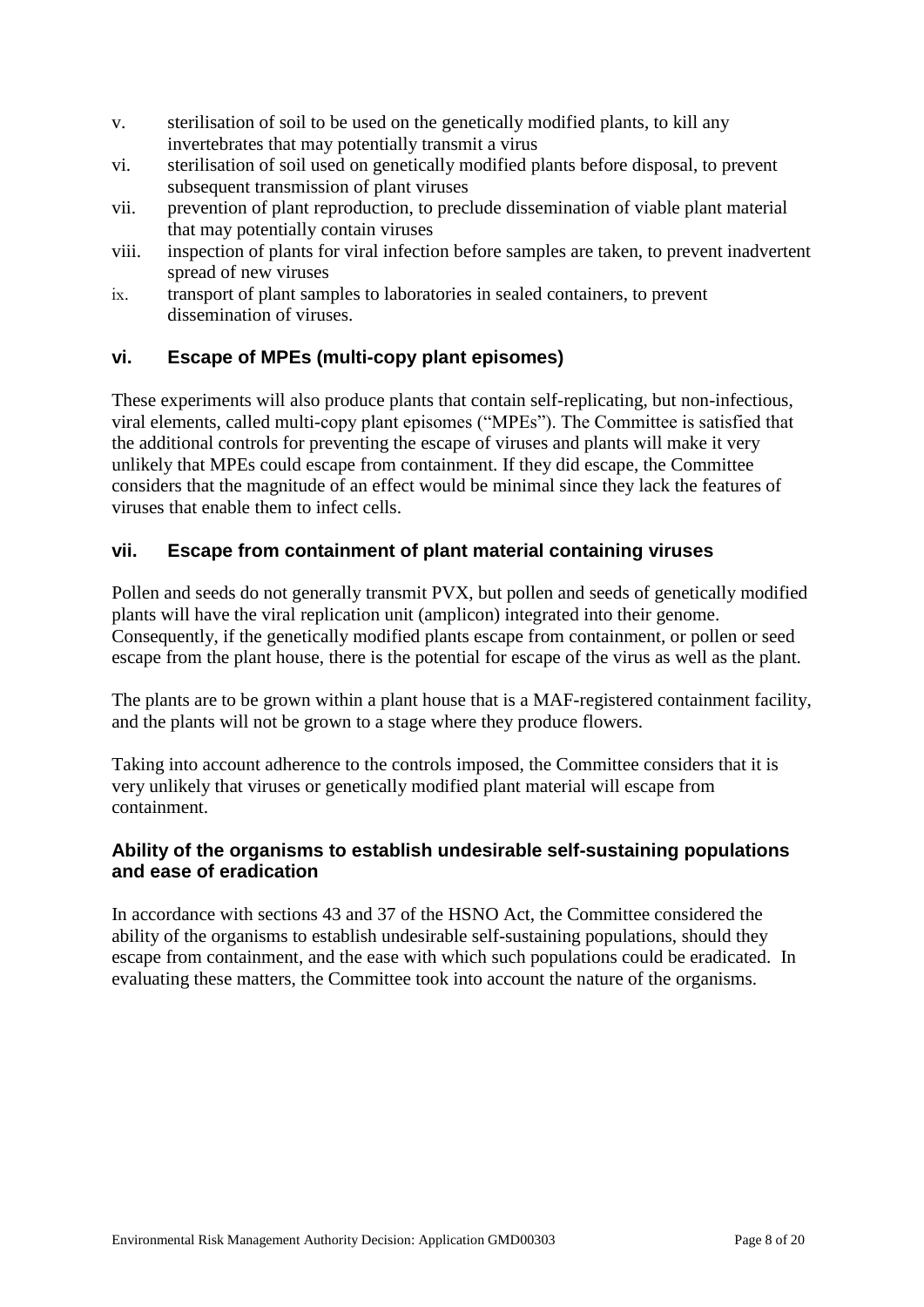v. sterilisation of soil to be used on the genetically modified plants, to kill any invertebrates that may potentially transmit a virus

vi. sterilisation of soil used on genetically modified plants before disposal, to prevent subsequent transmission of plant viruses

vii. prevention of plant reproduction, to preclude dissemination of viable plant material that may potentially contain viruses

viii. inspection of plants for viral infection before samples are taken, to prevent inadvertent spread of new viruses

ix. transport of plant samples to laboratories in sealed containers, to prevent dissemination of viruses.

### vi. Escape of MPEs (multi-copy plant episomes)

These experiments will also produce plants that contain self-replicating, but non-infectious, viral elements, called multi-copy plant episomes ("MPEs"). The Committee is satisfied that the additional controls for preventing the escape of viruses and plants will make it very unlikely that MPEs could escape from containment. If they did escape, the Committee considers that the magnitude of an effect would be minimal since they lack the features of viruses that enable them to infect cells.

### vii. Escape from containment of plant material containing viruses

Pollen and seeds do not generally transmit PVX, but pollen and seeds of genetically modified plants will have the viral replication unit (amplicon) integrated into their genome. Consequently, if the genetically modified plants escape from containment, or pollen or seed escape from the plant house, there is the potential for escape of the virus as well as the plant.

The plants are to be grown within a plant house that is a MAF-registered containment facility, and the plants will not be grown to a stage where they produce flowers.

Taking into account adherence to the controls imposed, the Committee considers that it is very unlikely that viruses or genetically modified plant material will escape from containment.

### Ability of the organisms to establish undesirable self-sustaining populations and ease of eradication

In accordance with sections 43 and 37 of the HSNO Act, the Committee considered the ability of the organisms to establish undesirable self-sustaining populations, should they escape from containment, and the ease with which such populations could be eradicated. In evaluating these matters, the Committee took into account the nature of the organisms.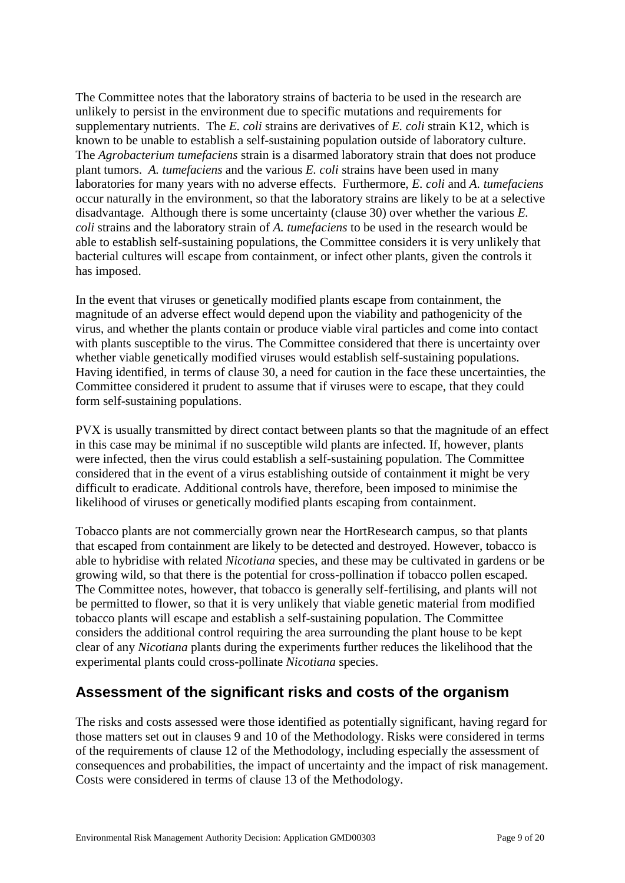The Committee notes that the laboratory strains of bacteria to be used in the research are unlikely to persist in the environment due to specific mutations and requirements for supplementary nutrients. The *E. coli* strains are derivatives of *E. coli* strain K12, which is known to be unable to establish a self-sustaining population outside of laboratory culture. The *Agrobacterium tumefaciens* strain is a disarmed laboratory strain that does not produce plant tumors. *A. tumefaciens* and the various *E. coli* strains have been used in many laboratories for many years with no adverse effects. Furthermore, *E. coli* and *A. tumefaciens* occur naturally in the environment, so that the laboratory strains are likely to be at a selective disadvantage. Although there is some uncertainty (clause 30) over whether the various *E. coli* strains and the laboratory strain of *A. tumefaciens* to be used in the research would be able to establish self-sustaining populations, the Committee considers it is very unlikely that bacterial cultures will escape from containment, or infect other plants, given the controls it has imposed.

In the event that viruses or genetically modified plants escape from containment, the magnitude of an adverse effect would depend upon the viability and pathogenicity of the virus, and whether the plants contain or produce viable viral particles and come into contact with plants susceptible to the virus. The Committee considered that there is uncertainty over whether viable genetically modified viruses would establish self-sustaining populations. Having identified, in terms of clause 30, a need for caution in the face these uncertainties, the Committee considered it prudent to assume that if viruses were to escape, that they could form self-sustaining populations.

PVX is usually transmitted by direct contact between plants so that the magnitude of an effect in this case may be minimal if no susceptible wild plants are infected. If, however, plants were infected, then the virus could establish a self-sustaining population. The Committee considered that in the event of a virus establishing outside of containment it might be very difficult to eradicate. Additional controls have, therefore, been imposed to minimise the likelihood of viruses or genetically modified plants escaping from containment.

Tobacco plants are not commercially grown near the HortResearch campus, so that plants that escaped from containment are likely to be detected and destroyed. However, tobacco is able to hybridise with related *Nicotiana* species, and these may be cultivated in gardens or be growing wild, so that there is the potential for cross-pollination if tobacco pollen escaped. The Committee notes, however, that tobacco is generally self-fertilising, and plants will not be permitted to flower, so that it is very unlikely that viable genetic material from modified tobacco plants will escape and establish a self-sustaining population. The Committee considers the additional control requiring the area surrounding the plant house to be kept clear of any *Nicotiana* plants during the experiments further reduces the likelihood that the experimental plants could cross-pollinate *Nicotiana* species.

## Assessment of the significant risks and costs of the organism

The risks and costs assessed were those identified as potentially significant, having regard for those matters set out in clauses 9 and 10 of the Methodology. Risks were considered in terms of the requirements of clause 12 of the Methodology, including especially the assessment of consequences and probabilities, the impact of uncertainty and the impact of risk management. Costs were considered in terms of clause 13 of the Methodology.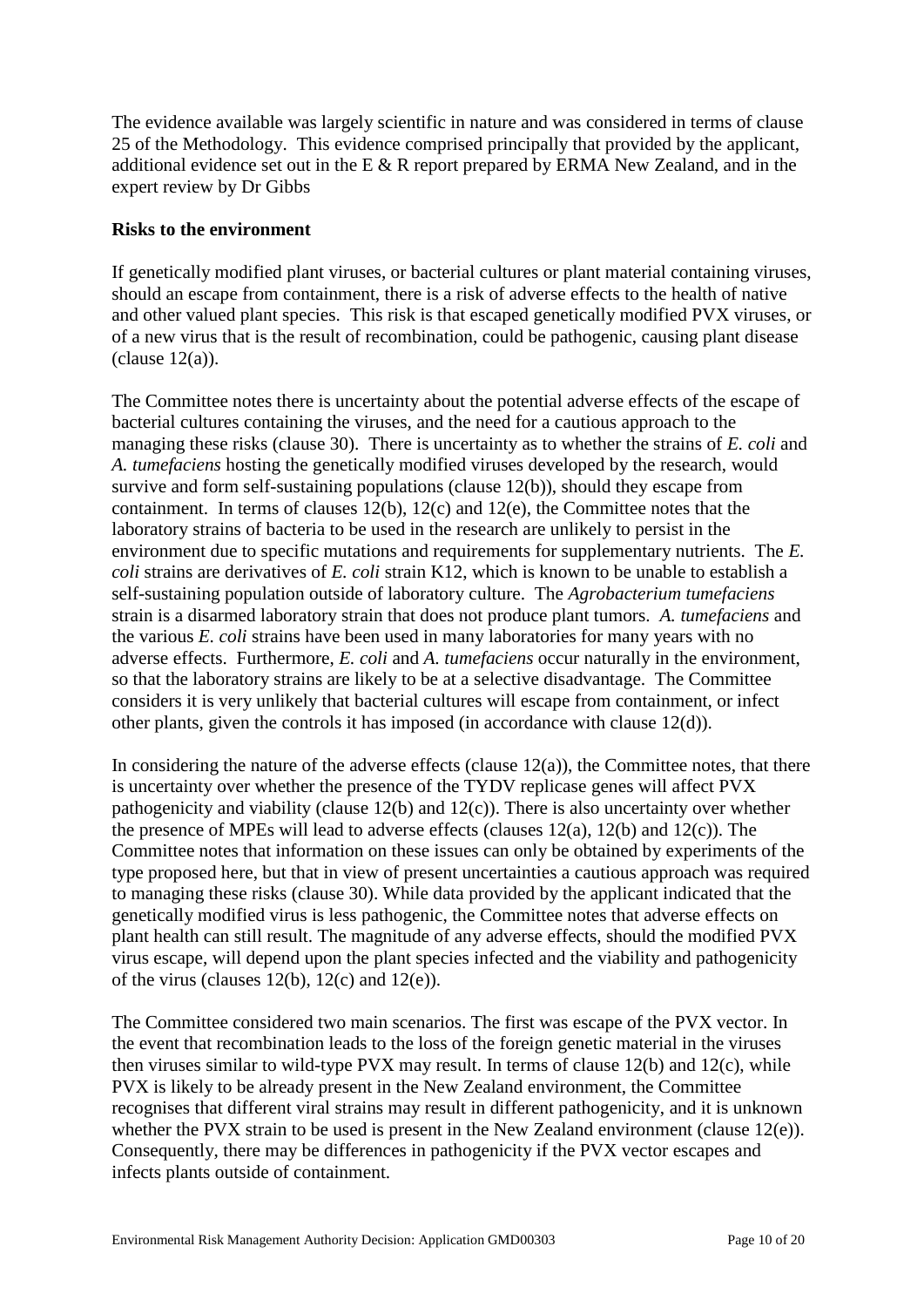The evidence available was largely scientific in nature and was considered in terms of clause 25 of the Methodology. This evidence comprised principally that provided by the applicant, additional evidence set out in the E & R report prepared by ERMA New Zealand, and in the expert review by Dr Gibbs

**Risks to the environment**

If genetically modified plant viruses, or bacterial cultures or plant material containing viruses, should an escape from containment, there is a risk of adverse effects to the health of native and other valued plant species. This risk is that escaped genetically modified PVX viruses, or of a new virus that is the result of recombination, could be pathogenic, causing plant disease (clause 12(a)).

The Committee notes there is uncertainty about the potential adverse effects of the escape of bacterial cultures containing the viruses, and the need for a cautious approach to the managing these risks (clause 30). There is uncertainty as to whether the strains of *E. coli* and *A. tumefaciens* hosting the genetically modified viruses developed by the research, would survive and form self-sustaining populations (clause 12(b)), should they escape from containment. In terms of clauses 12(b), 12(c) and 12(e), the Committee notes that the laboratory strains of bacteria to be used in the research are unlikely to persist in the environment due to specific mutations and requirements for supplementary nutrients. The *E. coli* strains are derivatives of *E. coli* strain K12, which is known to be unable to establish a self-sustaining population outside of laboratory culture. The *Agrobacterium tumefaciens* strain is a disarmed laboratory strain that does not produce plant tumors. *A. tumefaciens* and the various *E. coli* strains have been used in many laboratories for many years with no adverse effects. Furthermore, *E. coli* and *A. tumefaciens* occur naturally in the environment, so that the laboratory strains are likely to be at a selective disadvantage. The Committee considers it is very unlikely that bacterial cultures will escape from containment, or infect other plants, given the controls it has imposed (in accordance with clause 12(d)).

In considering the nature of the adverse effects (clause 12(a)), the Committee notes, that there is uncertainty over whether the presence of the TYDV replicase genes will affect PVX pathogenicity and viability (clause 12(b) and 12(c)). There is also uncertainty over whether the presence of MPEs will lead to adverse effects (clauses 12(a), 12(b) and 12(c)). The Committee notes that information on these issues can only be obtained by experiments of the type proposed here, but that in view of present uncertainties a cautious approach was required to managing these risks (clause 30). While data provided by the applicant indicated that the genetically modified virus is less pathogenic, the Committee notes that adverse effects on plant health can still result. The magnitude of any adverse effects, should the modified PVX virus escape, will depend upon the plant species infected and the viability and pathogenicity of the virus (clauses 12(b), 12(c) and 12(e)).

The Committee considered two main scenarios. The first was escape of the PVX vector. In the event that recombination leads to the loss of the foreign genetic material in the viruses then viruses similar to wild-type PVX may result. In terms of clause 12(b) and 12(c), while PVX is likely to be already present in the New Zealand environment, the Committee recognises that different viral strains may result in different pathogenicity, and it is unknown whether the PVX strain to be used is present in the New Zealand environment (clause 12(e)). Consequently, there may be differences in pathogenicity if the PVX vector escapes and infects plants outside of containment.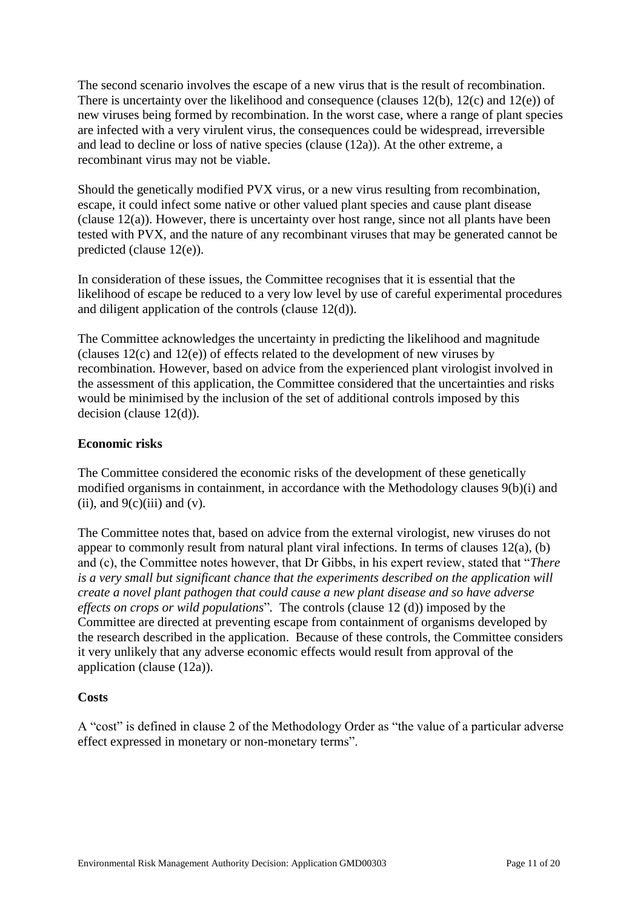The second scenario involves the escape of a new virus that is the result of recombination. There is uncertainty over the likelihood and consequence (clauses 12(b), 12(c) and 12(e)) of new viruses being formed by recombination. In the worst case, where a range of plant species are infected with a very virulent virus, the consequences could be widespread, irreversible and lead to decline or loss of native species (clause (12a)). At the other extreme, a recombinant virus may not be viable.

Should the genetically modified PVX virus, or a new virus resulting from recombination, escape, it could infect some native or other valued plant species and cause plant disease (clause 12(a)). However, there is uncertainty over host range, since not all plants have been tested with PVX, and the nature of any recombinant viruses that may be generated cannot be predicted (clause 12(e)).

In consideration of these issues, the Committee recognises that it is essential that the likelihood of escape be reduced to a very low level by use of careful experimental procedures and diligent application of the controls (clause 12(d)).

The Committee acknowledges the uncertainty in predicting the likelihood and magnitude (clauses 12(c) and 12(e)) of effects related to the development of new viruses by recombination. However, based on advice from the experienced plant virologist involved in the assessment of this application, the Committee considered that the uncertainties and risks would be minimised by the inclusion of the set of additional controls imposed by this decision (clause 12(d)).

**Economic risks**

The Committee considered the economic risks of the development of these genetically modified organisms in containment, in accordance with the Methodology clauses 9(b)(i) and (ii), and 9(c)(iii) and (v).

The Committee notes that, based on advice from the external virologist, new viruses do not appear to commonly result from natural plant viral infections. In terms of clauses 12(a), (b) and (c), the Committee notes however, that Dr Gibbs, in his expert review, stated that "*There is a very small but significant chance that the experiments described on the application will create a novel plant pathogen that could cause a new plant disease and so have adverse effects on crops or wild populations*". The controls (clause 12 (d)) imposed by the Committee are directed at preventing escape from containment of organisms developed by the research described in the application. Because of these controls, the Committee considers it very unlikely that any adverse economic effects would result from approval of the application (clause (12a)).

**Costs**

A "cost" is defined in clause 2 of the Methodology Order as "the value of a particular adverse effect expressed in monetary or non-monetary terms".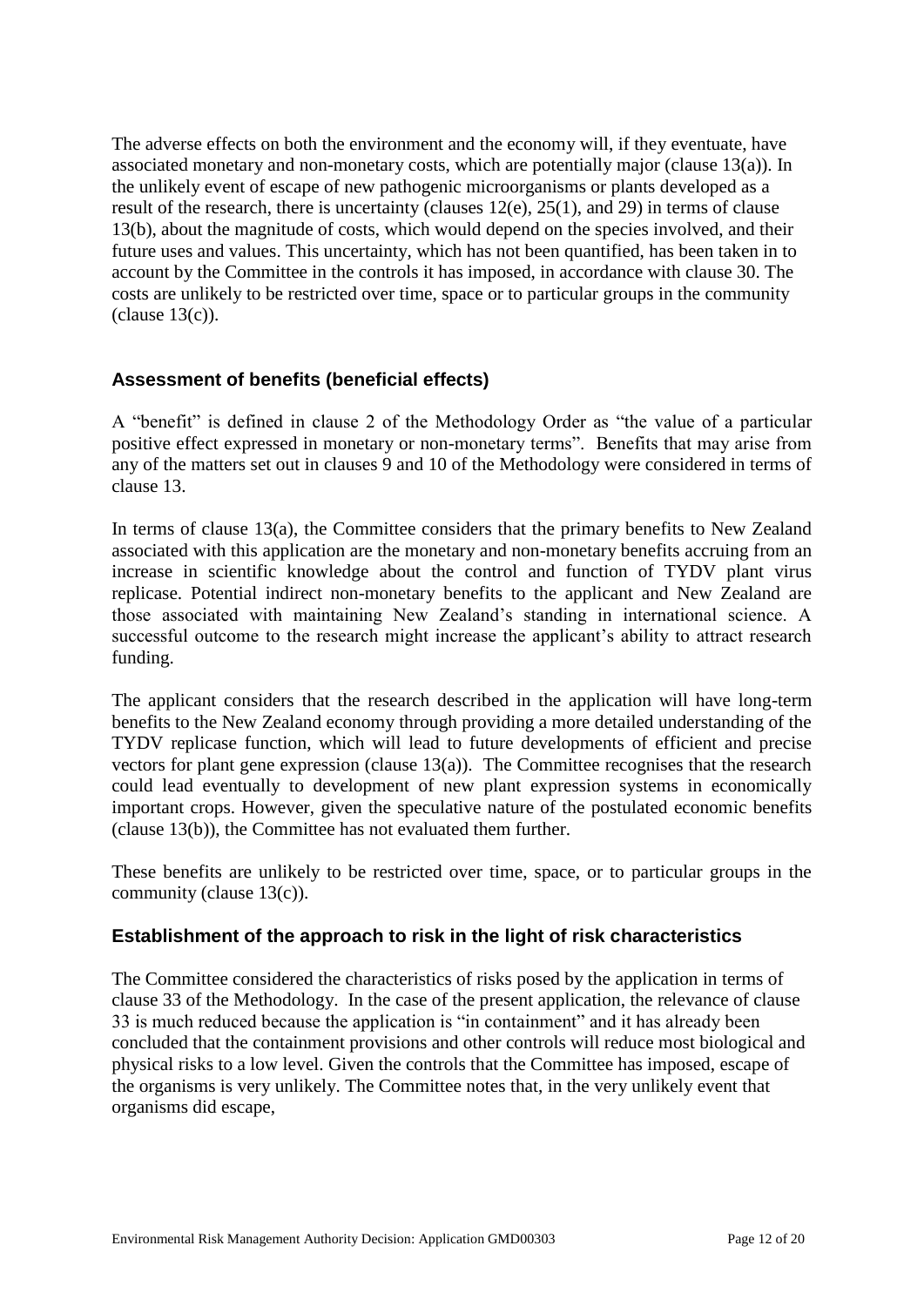The adverse effects on both the environment and the economy will, if they eventuate, have associated monetary and non-monetary costs, which are potentially major (clause 13(a)). In the unlikely event of escape of new pathogenic microorganisms or plants developed as a result of the research, there is uncertainty (clauses 12(e), 25(1), and 29) in terms of clause 13(b), about the magnitude of costs, which would depend on the species involved, and their future uses and values. This uncertainty, which has not been quantified, has been taken in to account by the Committee in the controls it has imposed, in accordance with clause 30. The costs are unlikely to be restricted over time, space or to particular groups in the community (clause 13(c)).

### Assessment of benefits (beneficial effects)

A "benefit" is defined in clause 2 of the Methodology Order as "the value of a particular positive effect expressed in monetary or non-monetary terms". Benefits that may arise from any of the matters set out in clauses 9 and 10 of the Methodology were considered in terms of clause 13.

In terms of clause 13(a), the Committee considers that the primary benefits to New Zealand associated with this application are the monetary and non-monetary benefits accruing from an increase in scientific knowledge about the control and function of TYDV plant virus replicase. Potential indirect non-monetary benefits to the applicant and New Zealand are those associated with maintaining New Zealand's standing in international science. A successful outcome to the research might increase the applicant's ability to attract research funding.

The applicant considers that the research described in the application will have long-term benefits to the New Zealand economy through providing a more detailed understanding of the TYDV replicase function, which will lead to future developments of efficient and precise vectors for plant gene expression (clause 13(a)). The Committee recognises that the research could lead eventually to development of new plant expression systems in economically important crops. However, given the speculative nature of the postulated economic benefits (clause 13(b)), the Committee has not evaluated them further.

These benefits are unlikely to be restricted over time, space, or to particular groups in the community (clause 13(c)).

### Establishment of the approach to risk in the light of risk characteristics

The Committee considered the characteristics of risks posed by the application in terms of clause 33 of the Methodology. In the case of the present application, the relevance of clause 33 is much reduced because the application is "in containment" and it has already been concluded that the containment provisions and other controls will reduce most biological and physical risks to a low level. Given the controls that the Committee has imposed, escape of the organisms is very unlikely. The Committee notes that, in the very unlikely event that organisms did escape,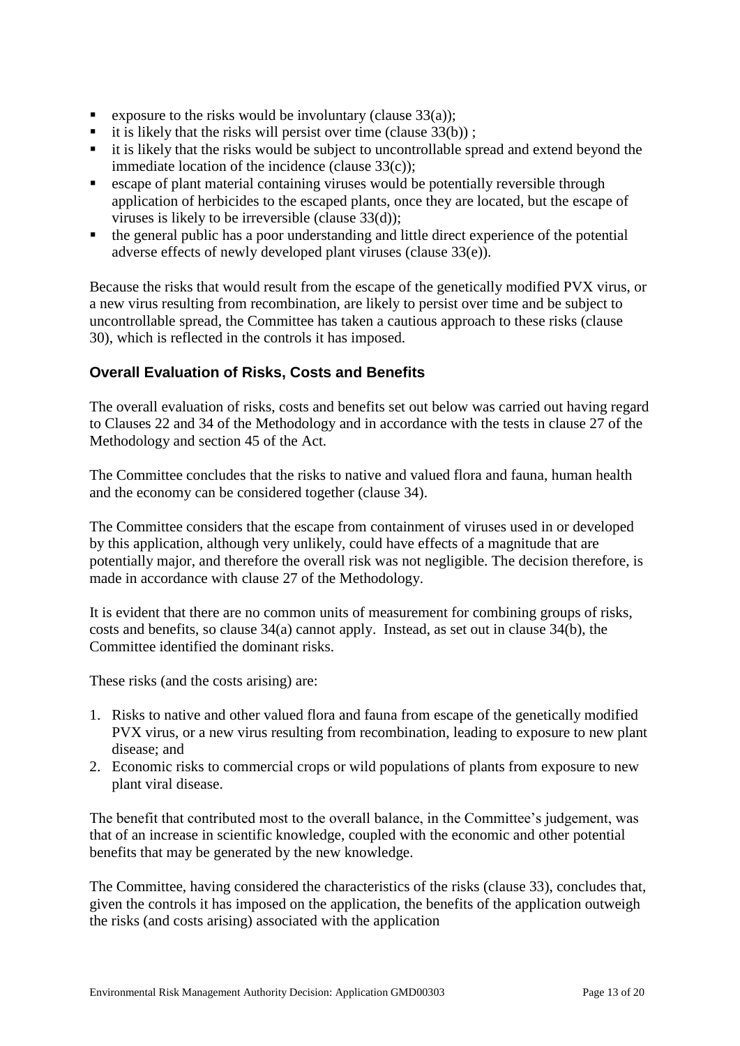- exposure to the risks would be involuntary (clause 33(a));
- it is likely that the risks will persist over time (clause 33(b)) ;
- it is likely that the risks would be subject to uncontrollable spread and extend beyond the immediate location of the incidence (clause 33(c));
- escape of plant material containing viruses would be potentially reversible through application of herbicides to the escaped plants, once they are located, but the escape of viruses is likely to be irreversible (clause 33(d));
- the general public has a poor understanding and little direct experience of the potential adverse effects of newly developed plant viruses (clause 33(e)).

Because the risks that would result from the escape of the genetically modified PVX virus, or a new virus resulting from recombination, are likely to persist over time and be subject to uncontrollable spread, the Committee has taken a cautious approach to these risks (clause 30), which is reflected in the controls it has imposed.

### Overall Evaluation of Risks, Costs and Benefits

The overall evaluation of risks, costs and benefits set out below was carried out having regard to Clauses 22 and 34 of the Methodology and in accordance with the tests in clause 27 of the Methodology and section 45 of the Act.

The Committee concludes that the risks to native and valued flora and fauna, human health and the economy can be considered together (clause 34).

The Committee considers that the escape from containment of viruses used in or developed by this application, although very unlikely, could have effects of a magnitude that are potentially major, and therefore the overall risk was not negligible. The decision therefore, is made in accordance with clause 27 of the Methodology.

It is evident that there are no common units of measurement for combining groups of risks, costs and benefits, so clause 34(a) cannot apply. Instead, as set out in clause 34(b), the Committee identified the dominant risks.

These risks (and the costs arising) are:

1. Risks to native and other valued flora and fauna from escape of the genetically modified PVX virus, or a new virus resulting from recombination, leading to exposure to new plant disease; and
2. Economic risks to commercial crops or wild populations of plants from exposure to new plant viral disease.

The benefit that contributed most to the overall balance, in the Committee's judgement, was that of an increase in scientific knowledge, coupled with the economic and other potential benefits that may be generated by the new knowledge.

The Committee, having considered the characteristics of the risks (clause 33), concludes that, given the controls it has imposed on the application, the benefits of the application outweigh the risks (and costs arising) associated with the application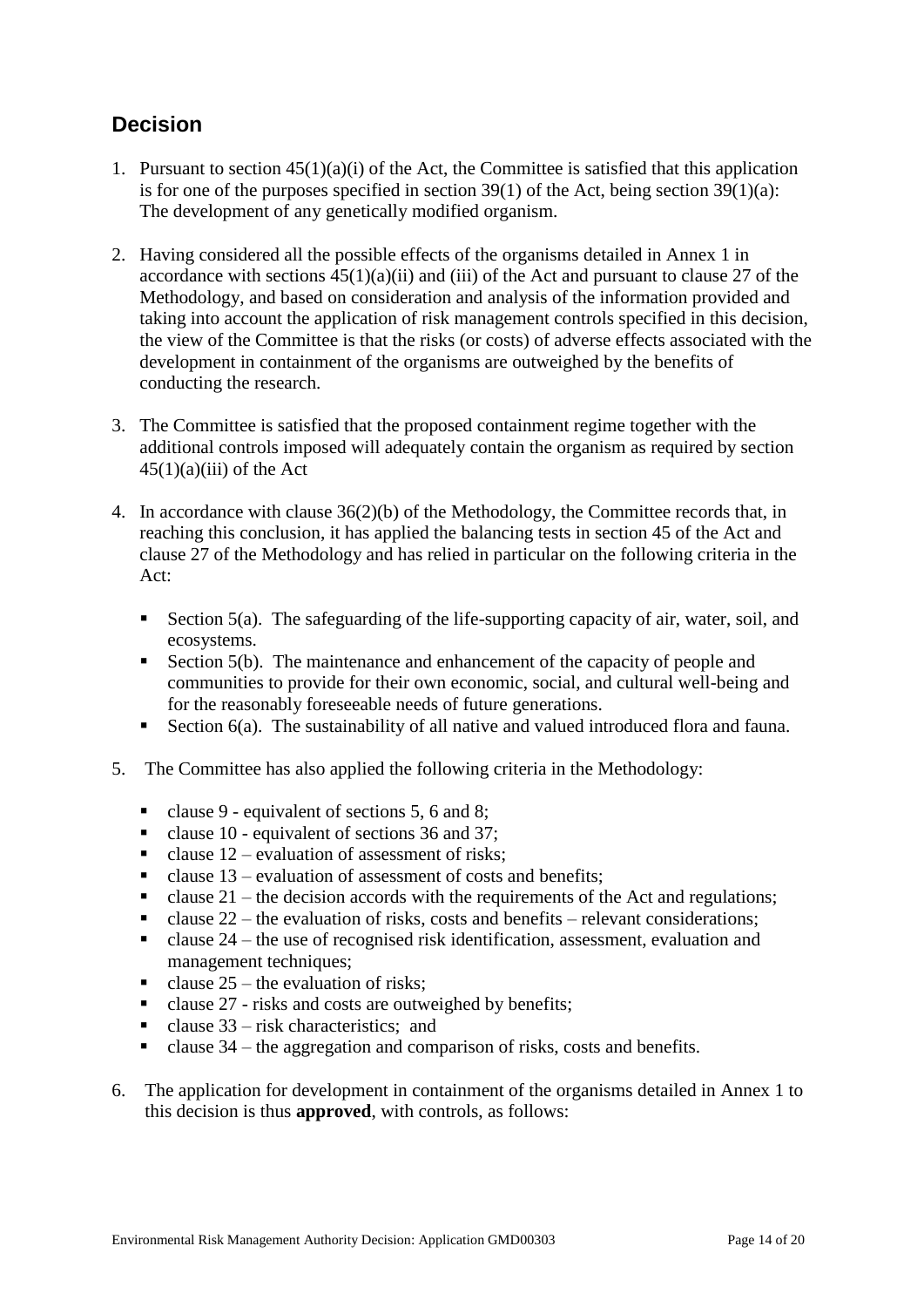## Decision

1. Pursuant to section 45(1)(a)(i) of the Act, the Committee is satisfied that this application is for one of the purposes specified in section 39(1) of the Act, being section 39(1)(a): The development of any genetically modified organism.

2. Having considered all the possible effects of the organisms detailed in Annex 1 in accordance with sections 45(1)(a)(ii) and (iii) of the Act and pursuant to clause 27 of the Methodology, and based on consideration and analysis of the information provided and taking into account the application of risk management controls specified in this decision, the view of the Committee is that the risks (or costs) of adverse effects associated with the development in containment of the organisms are outweighed by the benefits of conducting the research.

3. The Committee is satisfied that the proposed containment regime together with the additional controls imposed will adequately contain the organism as required by section 45(1)(a)(iii) of the Act

4. In accordance with clause 36(2)(b) of the Methodology, the Committee records that, in reaching this conclusion, it has applied the balancing tests in section 45 of the Act and clause 27 of the Methodology and has relied in particular on the following criteria in the Act:

   - Section 5(a). The safeguarding of the life-supporting capacity of air, water, soil, and ecosystems.
   - Section 5(b). The maintenance and enhancement of the capacity of people and communities to provide for their own economic, social, and cultural well-being and for the reasonably foreseeable needs of future generations.
   - Section 6(a). The sustainability of all native and valued introduced flora and fauna.

5. The Committee has also applied the following criteria in the Methodology:

   - clause 9 - equivalent of sections 5, 6 and 8;
   - clause 10 - equivalent of sections 36 and 37;
   - clause 12 – evaluation of assessment of risks;
   - clause 13 – evaluation of assessment of costs and benefits;
   - clause 21 – the decision accords with the requirements of the Act and regulations;
   - clause 22 – the evaluation of risks, costs and benefits – relevant considerations;
   - clause 24 – the use of recognised risk identification, assessment, evaluation and management techniques;
   - clause 25 – the evaluation of risks;
   - clause 27 - risks and costs are outweighed by benefits;
   - clause 33 – risk characteristics; and
   - clause 34 – the aggregation and comparison of risks, costs and benefits.

6. The application for development in containment of the organisms detailed in Annex 1 to this decision is thus **approved**, with controls, as follows: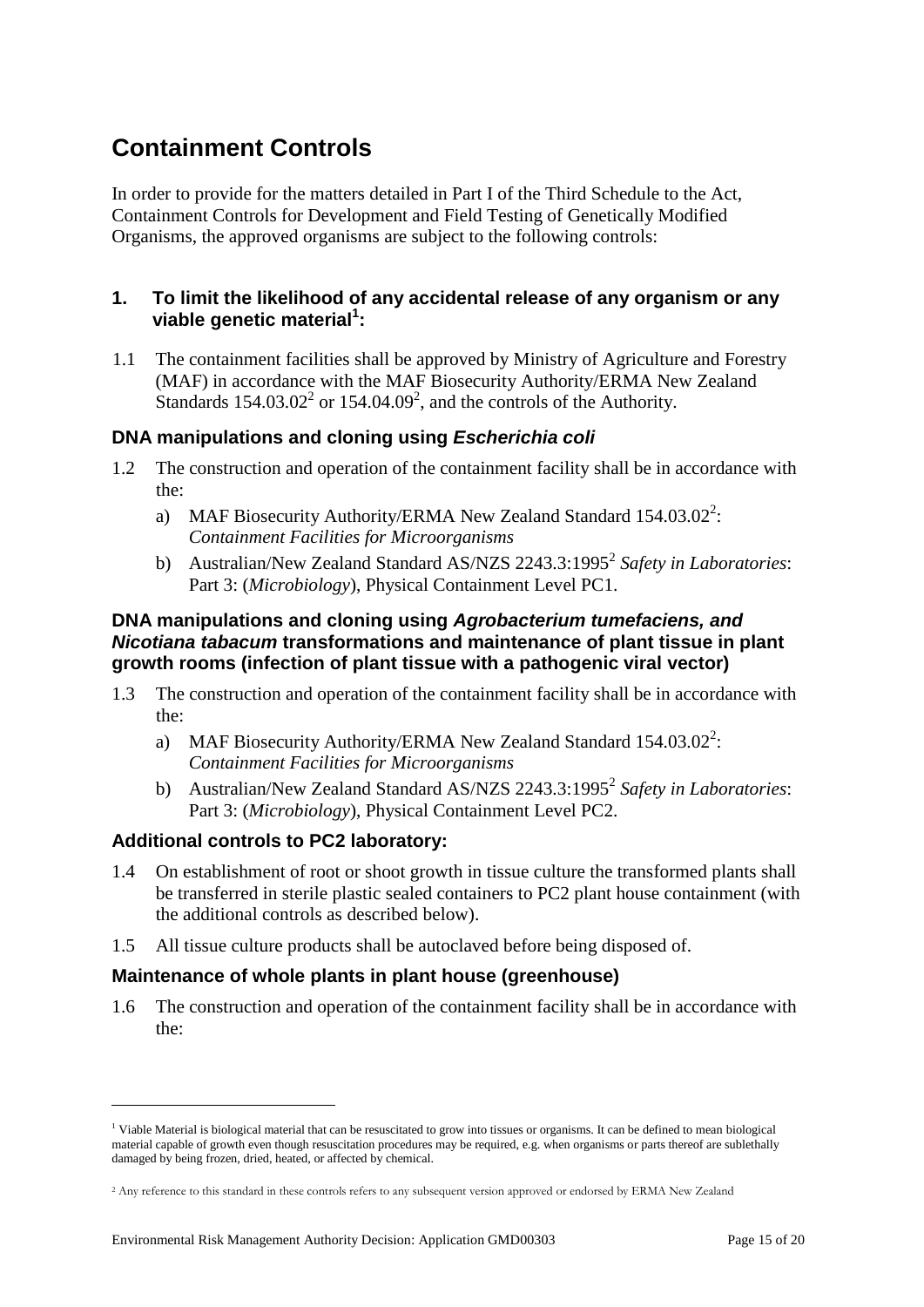# Containment Controls

In order to provide for the matters detailed in Part I of the Third Schedule to the Act, Containment Controls for Development and Field Testing of Genetically Modified Organisms, the approved organisms are subject to the following controls:

### 1. To limit the likelihood of any accidental release of any organism or any viable genetic material[1]:

1.1 The containment facilities shall be approved by Ministry of Agriculture and Forestry (MAF) in accordance with the MAF Biosecurity Authority/ERMA New Zealand Standards 154.03.02[2] or 154.04.09[2], and the controls of the Authority.

### DNA manipulations and cloning using *Escherichia coli*

1.2 The construction and operation of the containment facility shall be in accordance with the:

a) MAF Biosecurity Authority/ERMA New Zealand Standard 154.03.02[2]: *Containment Facilities for Microorganisms*

b) Australian/New Zealand Standard AS/NZS 2243.3:1995[2] *Safety in Laboratories*: Part 3: (*Microbiology*), Physical Containment Level PC1.

### DNA manipulations and cloning using *Agrobacterium tumefaciens, and Nicotiana tabacum* transformations and maintenance of plant tissue in plant growth rooms (infection of plant tissue with a pathogenic viral vector)

1.3 The construction and operation of the containment facility shall be in accordance with the:

a) MAF Biosecurity Authority/ERMA New Zealand Standard 154.03.02[2]: *Containment Facilities for Microorganisms*

b) Australian/New Zealand Standard AS/NZS 2243.3:1995[2] *Safety in Laboratories*: Part 3: (*Microbiology*), Physical Containment Level PC2.

### Additional controls to PC2 laboratory:

1.4 On establishment of root or shoot growth in tissue culture the transformed plants shall be transferred in sterile plastic sealed containers to PC2 plant house containment (with the additional controls as described below).

1.5 All tissue culture products shall be autoclaved before being disposed of.

### Maintenance of whole plants in plant house (greenhouse)

1.6 The construction and operation of the containment facility shall be in accordance with the:

---

[1] Viable Material is biological material that can be resuscitated to grow into tissues or organisms. It can be defined to mean biological material capable of growth even though resuscitation procedures may be required, e.g. when organisms or parts thereof are sublethally damaged by being frozen, dried, heated, or affected by chemical.

[2] Any reference to this standard in these controls refers to any subsequent version approved or endorsed by ERMA New Zealand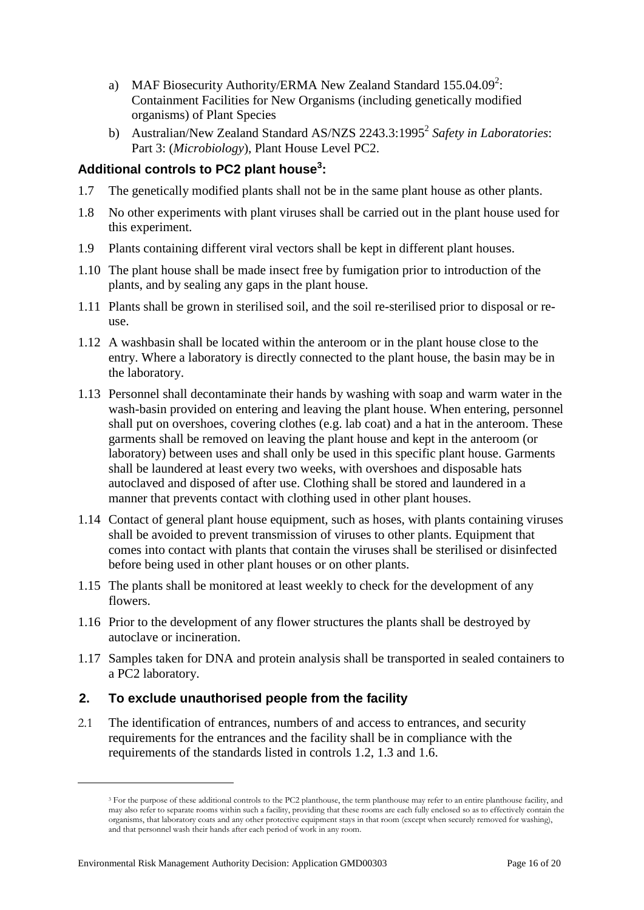a) MAF Biosecurity Authority/ERMA New Zealand Standard 155.04.09[2]: Containment Facilities for New Organisms (including genetically modified organisms) of Plant Species
b) Australian/New Zealand Standard AS/NZS 2243.3:1995[2] *Safety in Laboratories*: Part 3: (*Microbiology*), Plant House Level PC2.

### Additional controls to PC2 plant house[3]:

1.7 The genetically modified plants shall not be in the same plant house as other plants.

1.8 No other experiments with plant viruses shall be carried out in the plant house used for this experiment.

1.9 Plants containing different viral vectors shall be kept in different plant houses.

1.10 The plant house shall be made insect free by fumigation prior to introduction of the plants, and by sealing any gaps in the plant house.

1.11 Plants shall be grown in sterilised soil, and the soil re-sterilised prior to disposal or re-use.

1.12 A washbasin shall be located within the anteroom or in the plant house close to the entry. Where a laboratory is directly connected to the plant house, the basin may be in the laboratory.

1.13 Personnel shall decontaminate their hands by washing with soap and warm water in the wash-basin provided on entering and leaving the plant house. When entering, personnel shall put on overshoes, covering clothes (e.g. lab coat) and a hat in the anteroom. These garments shall be removed on leaving the plant house and kept in the anteroom (or laboratory) between uses and shall only be used in this specific plant house. Garments shall be laundered at least every two weeks, with overshoes and disposable hats autoclaved and disposed of after use. Clothing shall be stored and laundered in a manner that prevents contact with clothing used in other plant houses.

1.14 Contact of general plant house equipment, such as hoses, with plants containing viruses shall be avoided to prevent transmission of viruses to other plants. Equipment that comes into contact with plants that contain the viruses shall be sterilised or disinfected before being used in other plant houses or on other plants.

1.15 The plants shall be monitored at least weekly to check for the development of any flowers.

1.16 Prior to the development of any flower structures the plants shall be destroyed by autoclave or incineration.

1.17 Samples taken for DNA and protein analysis shall be transported in sealed containers to a PC2 laboratory.

## 2. To exclude unauthorised people from the facility

2.1 The identification of entrances, numbers of and access to entrances, and security requirements for the entrances and the facility shall be in compliance with the requirements of the standards listed in controls 1.2, 1.3 and 1.6.

---

[3] For the purpose of these additional controls to the PC2 planthouse, the term planthouse may refer to an entire planthouse facility, and may also refer to separate rooms within such a facility, providing that these rooms are each fully enclosed so as to effectively contain the organisms, that laboratory coats and any other protective equipment stays in that room (except when securely removed for washing), and that personnel wash their hands after each period of work in any room.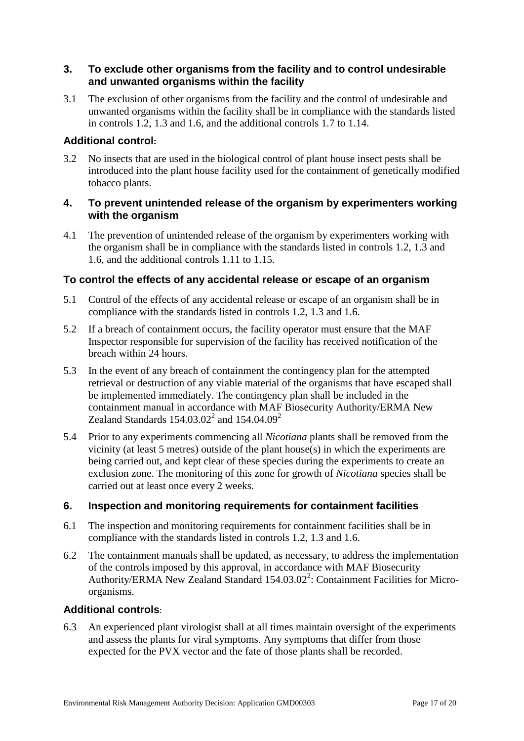### 3. To exclude other organisms from the facility and to control undesirable and unwanted organisms within the facility

3.1 The exclusion of other organisms from the facility and the control of undesirable and unwanted organisms within the facility shall be in compliance with the standards listed in controls 1.2, 1.3 and 1.6, and the additional controls 1.7 to 1.14.

**Additional control:**

3.2 No insects that are used in the biological control of plant house insect pests shall be introduced into the plant house facility used for the containment of genetically modified tobacco plants.

### 4. To prevent unintended release of the organism by experimenters working with the organism

4.1 The prevention of unintended release of the organism by experimenters working with the organism shall be in compliance with the standards listed in controls 1.2, 1.3 and 1.6, and the additional controls 1.11 to 1.15.

### To control the effects of any accidental release or escape of an organism

5.1 Control of the effects of any accidental release or escape of an organism shall be in compliance with the standards listed in controls 1.2, 1.3 and 1.6.

5.2 If a breach of containment occurs, the facility operator must ensure that the MAF Inspector responsible for supervision of the facility has received notification of the breach within 24 hours.

5.3 In the event of any breach of containment the contingency plan for the attempted retrieval or destruction of any viable material of the organisms that have escaped shall be implemented immediately. The contingency plan shall be included in the containment manual in accordance with MAF Biosecurity Authority/ERMA New Zealand Standards 154.03.02[2] and 154.04.09[2]

5.4 Prior to any experiments commencing all *Nicotiana* plants shall be removed from the vicinity (at least 5 metres) outside of the plant house(s) in which the experiments are being carried out, and kept clear of these species during the experiments to create an exclusion zone. The monitoring of this zone for growth of *Nicotiana* species shall be carried out at least once every 2 weeks.

### 6. Inspection and monitoring requirements for containment facilities

6.1 The inspection and monitoring requirements for containment facilities shall be in compliance with the standards listed in controls 1.2, 1.3 and 1.6.

6.2 The containment manuals shall be updated, as necessary, to address the implementation of the controls imposed by this approval, in accordance with MAF Biosecurity Authority/ERMA New Zealand Standard 154.03.02[2]: Containment Facilities for Micro-organisms.

**Additional controls:**

6.3 An experienced plant virologist shall at all times maintain oversight of the experiments and assess the plants for viral symptoms. Any symptoms that differ from those expected for the PVX vector and the fate of those plants shall be recorded.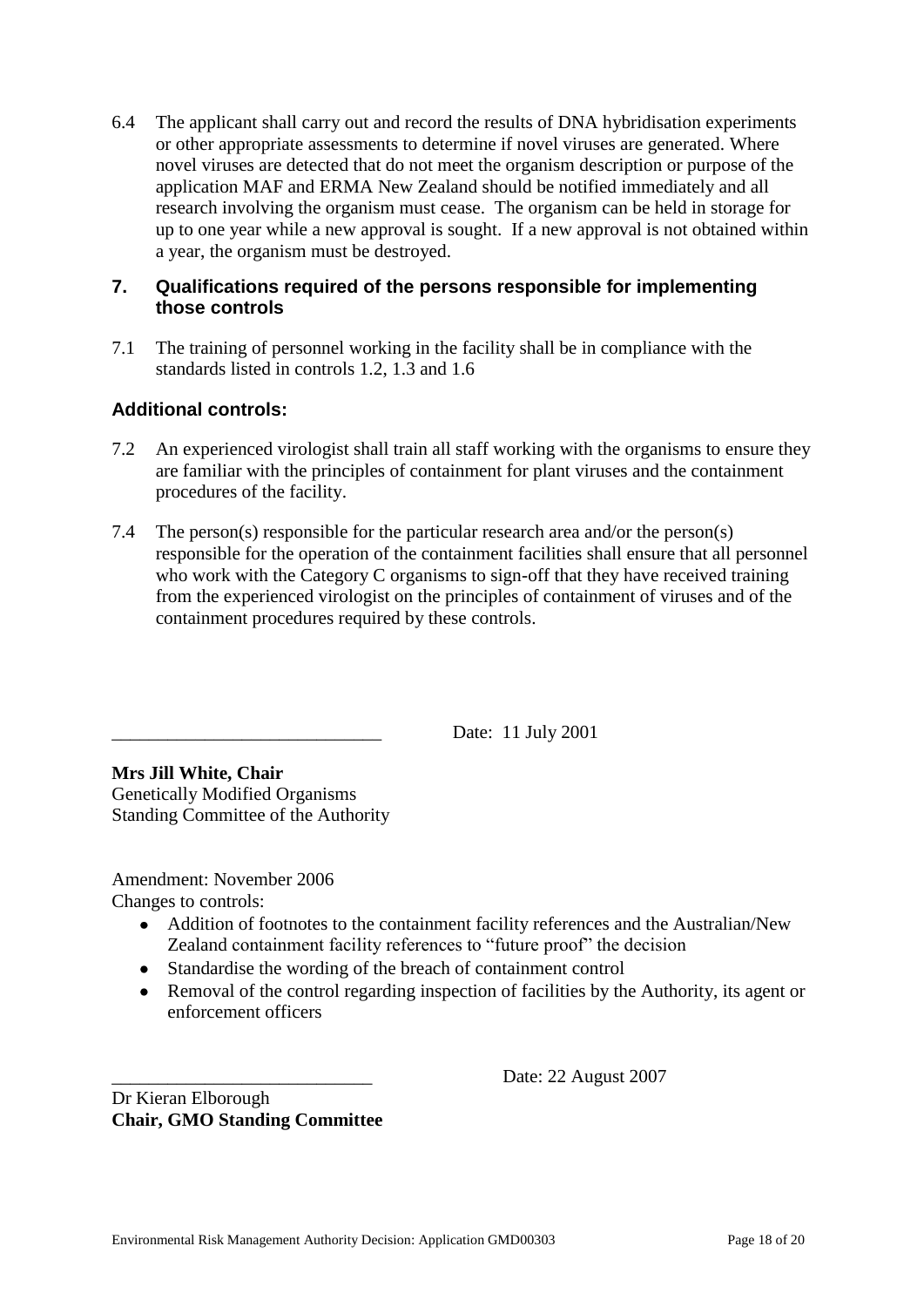6.4 The applicant shall carry out and record the results of DNA hybridisation experiments or other appropriate assessments to determine if novel viruses are generated. Where novel viruses are detected that do not meet the organism description or purpose of the application MAF and ERMA New Zealand should be notified immediately and all research involving the organism must cease. The organism can be held in storage for up to one year while a new approval is sought. If a new approval is not obtained within a year, the organism must be destroyed.

## 7. Qualifications required of the persons responsible for implementing those controls

7.1 The training of personnel working in the facility shall be in compliance with the standards listed in controls 1.2, 1.3 and 1.6

### Additional controls:

7.2 An experienced virologist shall train all staff working with the organisms to ensure they are familiar with the principles of containment for plant viruses and the containment procedures of the facility.

7.4 The person(s) responsible for the particular research area and/or the person(s) responsible for the operation of the containment facilities shall ensure that all personnel who work with the Category C organisms to sign-off that they have received training from the experienced virologist on the principles of containment of viruses and of the containment procedures required by these controls.

\_\_\_\_\_\_\_\_\_\_\_\_\_\_\_\_\_\_\_\_\_\_\_\_\_\_\_\_\_\_ Date: 11 July 2001

**Mrs Jill White, Chair**
Genetically Modified Organisms
Standing Committee of the Authority

Amendment: November 2006
Changes to controls:

- Addition of footnotes to the containment facility references and the Australian/New Zealand containment facility references to "future proof" the decision
- Standardise the wording of the breach of containment control
- Removal of the control regarding inspection of facilities by the Authority, its agent or enforcement officers

\_\_\_\_\_\_\_\_\_\_\_\_\_\_\_\_\_\_\_\_\_\_\_\_\_\_\_\_\_\_ Date: 22 August 2007

Dr Kieran Elborough
**Chair, GMO Standing Committee**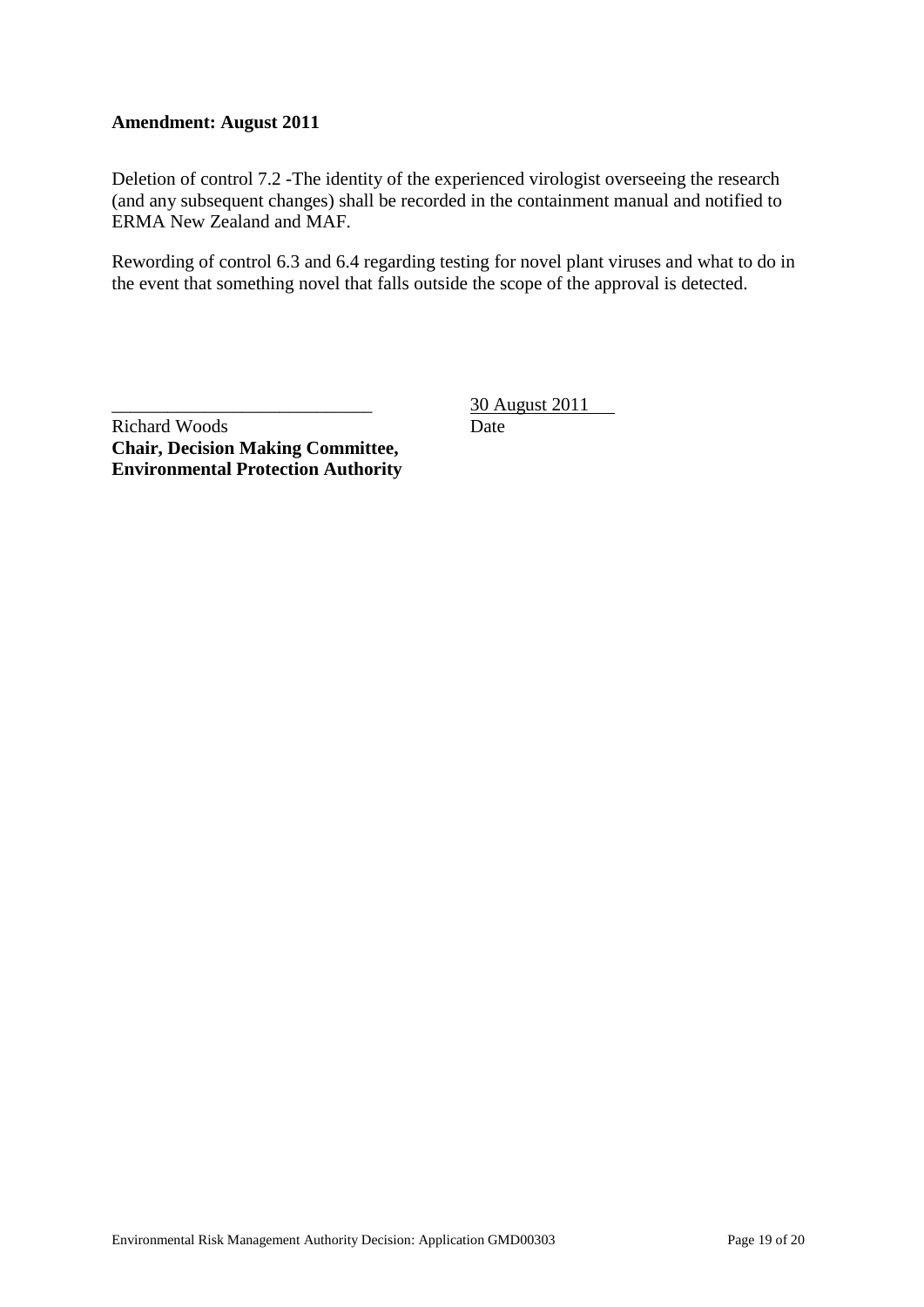**Amendment: August 2011**

Deletion of control 7.2 -The identity of the experienced virologist overseeing the research (and any subsequent changes) shall be recorded in the containment manual and notified to ERMA New Zealand and MAF.

Rewording of control 6.3 and 6.4 regarding testing for novel plant viruses and what to do in the event that something novel that falls outside the scope of the approval is detected.

\_\_\_\_\_\_\_\_\_\_\_\_\_\_\_\_\_\_\_\_\_\_\_\_\_\_\_\_ 30 August 2011

Richard Woods Date

**Chair, Decision Making Committee,**
**Environmental Protection Authority**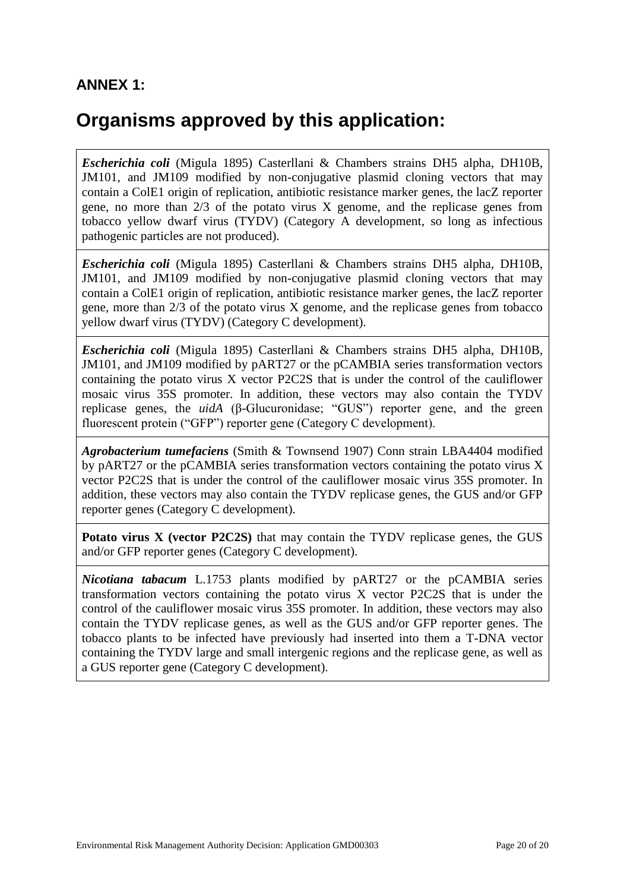## ANNEX 1:

# Organisms approved by this application:

| |
|---|
| ***Escherichia coli*** (Migula 1895) Casterllani & Chambers strains DH5 alpha, DH10B, JM101, and JM109 modified by non-conjugative plasmid cloning vectors that may contain a ColE1 origin of replication, antibiotic resistance marker genes, the lacZ reporter gene, no more than 2/3 of the potato virus X genome, and the replicase genes from tobacco yellow dwarf virus (TYDV) (Category A development, so long as infectious pathogenic particles are not produced). |
| ***Escherichia coli*** (Migula 1895) Casterllani & Chambers strains DH5 alpha, DH10B, JM101, and JM109 modified by non-conjugative plasmid cloning vectors that may contain a ColE1 origin of replication, antibiotic resistance marker genes, the lacZ reporter gene, more than 2/3 of the potato virus X genome, and the replicase genes from tobacco yellow dwarf virus (TYDV) (Category C development). |
| ***Escherichia coli*** (Migula 1895) Casterllani & Chambers strains DH5 alpha, DH10B, JM101, and JM109 modified by pART27 or the pCAMBIA series transformation vectors containing the potato virus X vector P2C2S that is under the control of the cauliflower mosaic virus 35S promoter. In addition, these vectors may also contain the TYDV replicase genes, the *uidA* (β-Glucuronidase; "GUS") reporter gene, and the green fluorescent protein ("GFP") reporter gene (Category C development). |
| ***Agrobacterium tumefaciens*** (Smith & Townsend 1907) Conn strain LBA4404 modified by pART27 or the pCAMBIA series transformation vectors containing the potato virus X vector P2C2S that is under the control of the cauliflower mosaic virus 35S promoter. In addition, these vectors may also contain the TYDV replicase genes, the GUS and/or GFP reporter genes (Category C development). |
| **Potato virus X (vector P2C2S)** that may contain the TYDV replicase genes, the GUS and/or GFP reporter genes (Category C development). |
| ***Nicotiana tabacum*** L.1753 plants modified by pART27 or the pCAMBIA series transformation vectors containing the potato virus X vector P2C2S that is under the control of the cauliflower mosaic virus 35S promoter. In addition, these vectors may also contain the TYDV replicase genes, as well as the GUS and/or GFP reporter genes. The tobacco plants to be infected have previously had inserted into them a T-DNA vector containing the TYDV large and small intergenic regions and the replicase gene, as well as a GUS reporter gene (Category C development). |